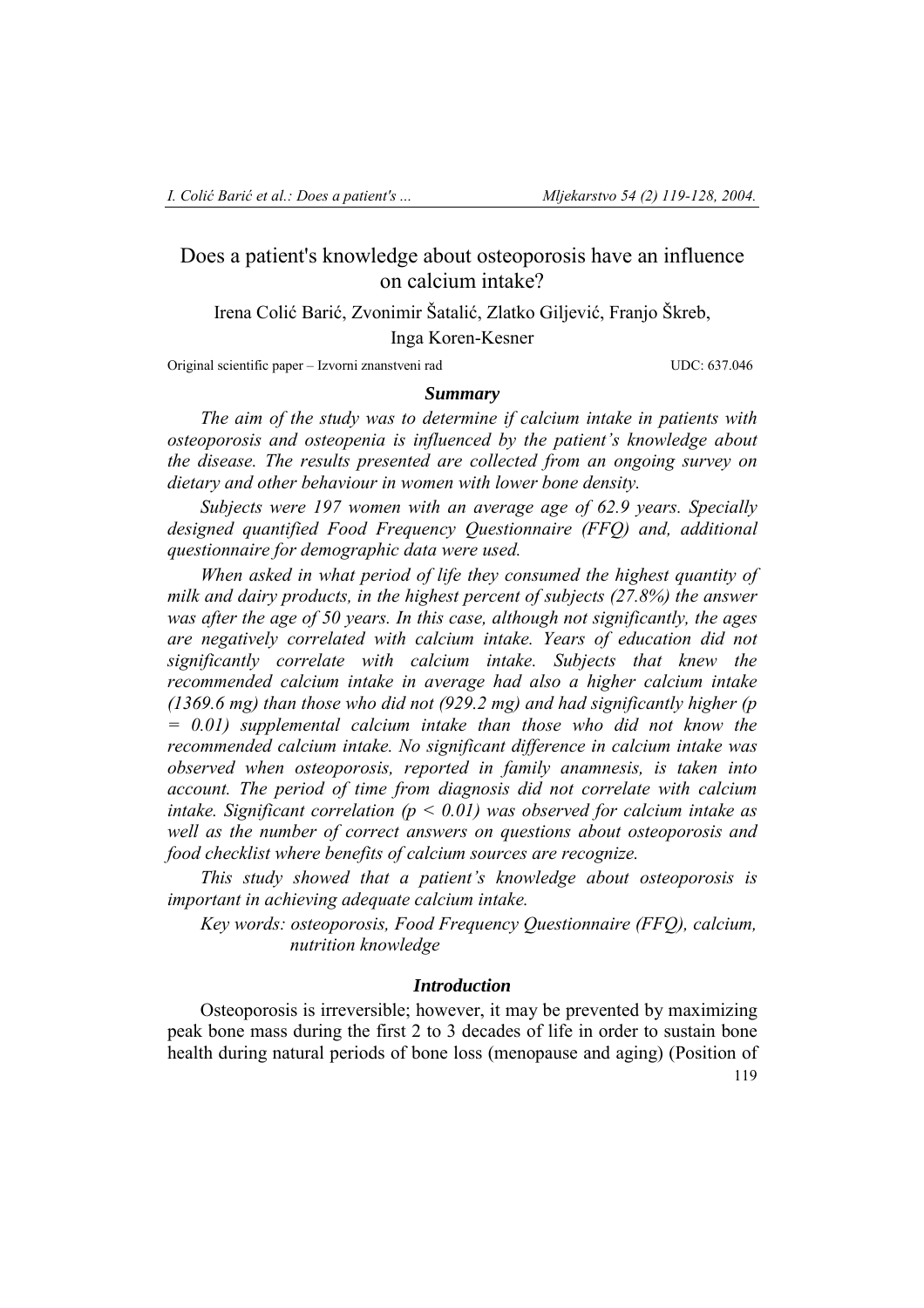# Does a patient's knowledge about osteoporosis have an influence on calcium intake?

Irena Colić Barić, Zvonimir Šatalić, Zlatko Giljević, Franjo Škreb, Inga Koren-Kesner

Original scientific paper – Izvorni znanstveni rad UDC: 637.046

## *Summary*

*The aim of the study was to determine if calcium intake in patients with osteoporosis and osteopenia is influenced by the patient's knowledge about the disease. The results presented are collected from an ongoing survey on dietary and other behaviour in women with lower bone density.*

*Subjects were 197 women with an average age of 62.9 years. Specially designed quantified Food Frequency Questionnaire (FFQ) and, additional questionnaire for demographic data were used.*

*When asked in what period of life they consumed the highest quantity of milk and dairy products, in the highest percent of subjects (27.8%) the answer was after the age of 50 years. In this case, although not significantly, the ages are negatively correlated with calcium intake. Years of education did not significantly correlate with calcium intake. Subjects that knew the recommended calcium intake in average had also a higher calcium intake (1369.6 mg) than those who did not (929.2 mg) and had significantly higher ($p = 0.01$) supplemental calcium intake than those who did not know the recommended calcium intake. No significant difference in calcium intake was observed when osteoporosis, reported in family anamnesis, is taken into account. The period of time from diagnosis did not correlate with calcium intake. Significant correlation ($p < 0.01$) was observed for calcium intake as well as the number of correct answers on questions about osteoporosis and food checklist where benefits of calcium sources are recognize.*

*This study showed that a patient's knowledge about osteoporosis is important in achieving adequate calcium intake.*

*Key words: osteoporosis, Food Frequency Questionnaire (FFQ), calcium, nutrition knowledge*

## *Introduction*

Osteoporosis is irreversible; however, it may be prevented by maximizing peak bone mass during the first 2 to 3 decades of life in order to sustain bone health during natural periods of bone loss (menopause and aging) (Position of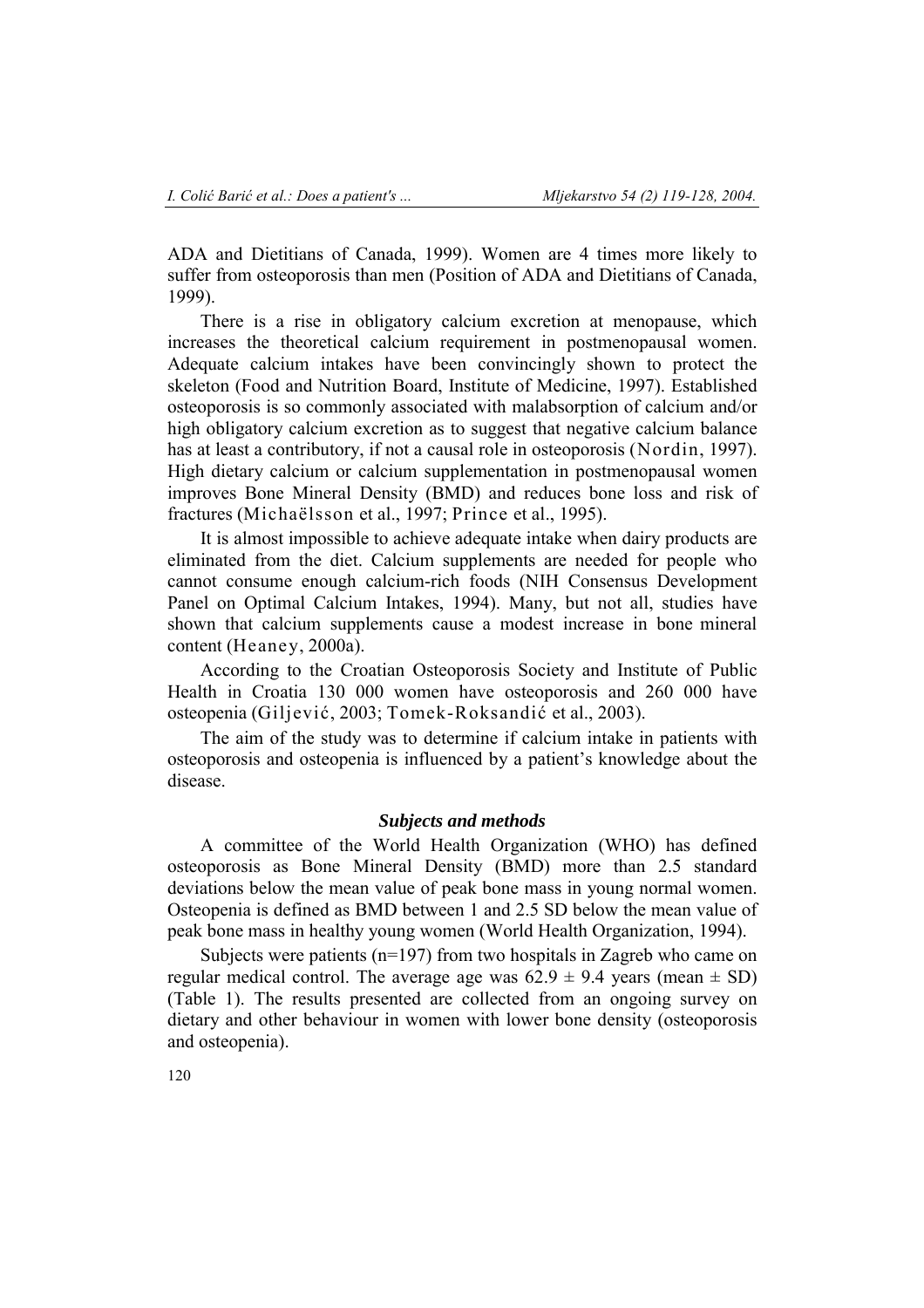ADA and Dietitians of Canada, 1999). Women are 4 times more likely to suffer from osteoporosis than men (Position of ADA and Dietitians of Canada, 1999).

There is a rise in obligatory calcium excretion at menopause, which increases the theoretical calcium requirement in postmenopausal women. Adequate calcium intakes have been convincingly shown to protect the skeleton (Food and Nutrition Board, Institute of Medicine, 1997). Established osteoporosis is so commonly associated with malabsorption of calcium and/or high obligatory calcium excretion as to suggest that negative calcium balance has at least a contributory, if not a causal role in osteoporosis (Nordin, 1997). High dietary calcium or calcium supplementation in postmenopausal women improves Bone Mineral Density (BMD) and reduces bone loss and risk of fractures (Michaëlsson et al., 1997; Prince et al., 1995).

It is almost impossible to achieve adequate intake when dairy products are eliminated from the diet. Calcium supplements are needed for people who cannot consume enough calcium-rich foods (NIH Consensus Development Panel on Optimal Calcium Intakes, 1994). Many, but not all, studies have shown that calcium supplements cause a modest increase in bone mineral content (Heaney, 2000a).

According to the Croatian Osteoporosis Society and Institute of Public Health in Croatia 130 000 women have osteoporosis and 260 000 have osteopenia (Giljević, 2003; Tomek-Roksandić et al., 2003).

The aim of the study was to determine if calcium intake in patients with osteoporosis and osteopenia is influenced by a patient's knowledge about the disease.

### *Subjects and methods*

A committee of the World Health Organization (WHO) has defined osteoporosis as Bone Mineral Density (BMD) more than 2.5 standard deviations below the mean value of peak bone mass in young normal women. Osteopenia is defined as BMD between 1 and 2.5 SD below the mean value of peak bone mass in healthy young women (World Health Organization, 1994).

Subjects were patients (n=197) from two hospitals in Zagreb who came on regular medical control. The average age was $62.9 \pm 9.4$ years (mean $\pm$ SD) (Table 1). The results presented are collected from an ongoing survey on dietary and other behaviour in women with lower bone density (osteoporosis and osteopenia).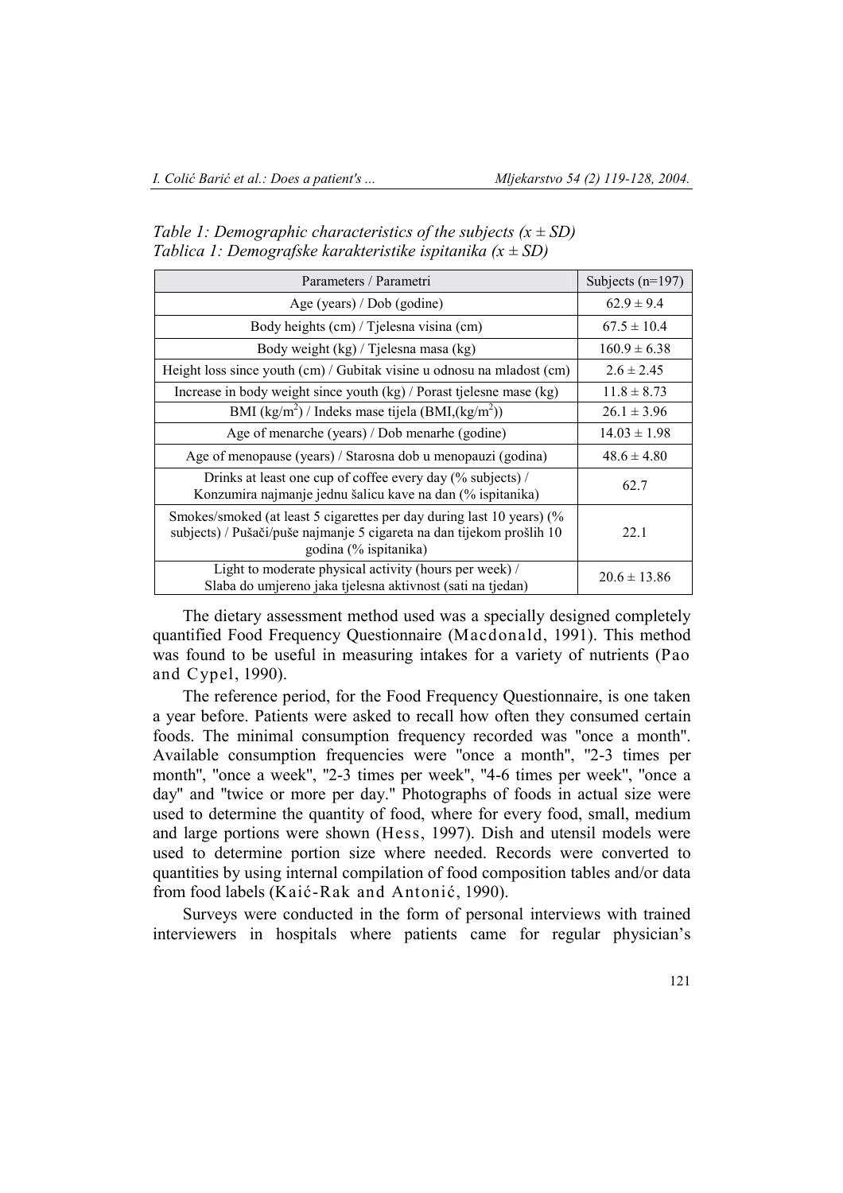*Table 1: Demographic characteristics of the subjects (x ± SD)*
*Tablica 1: Demografske karakteristike ispitanika (x ± SD)*

| Parameters / Parametri | Subjects (n=197) |
|---|---|
| Age (years) / Dob (godine) | 62.9 ± 9.4 |
| Body heights (cm) / Tjelesna visina (cm) | 67.5 ± 10.4 |
| Body weight (kg) / Tjelesna masa (kg) | 160.9 ± 6.38 |
| Height loss since youth (cm) / Gubitak visine u odnosu na mladost (cm) | 2.6 ± 2.45 |
| Increase in body weight since youth (kg) / Porast tjelesne mase (kg) | 11.8 ± 8.73 |
| BMI ($kg/m^2$) / Indeks mase tijela (BMI,($kg/m^2$)) | 26.1 ± 3.96 |
| Age of menarche (years) / Dob menarhe (godine) | 14.03 ± 1.98 |
| Age of menopause (years) / Starosna dob u menopauzi (godina) | 48.6 ± 4.80 |
| Drinks at least one cup of coffee every day (% subjects) / Konzumira najmanje jednu šalicu kave na dan (% ispitanika) | 62.7 |
| Smokes/smoked (at least 5 cigarettes per day during last 10 years) (% subjects) / Pušači/puše najmanje 5 cigareta na dan tijekom prošlih 10 godina (% ispitanika) | 22.1 |
| Light to moderate physical activity (hours per week) / Slaba do umjereno jaka tjelesna aktivnost (sati na tjedan) | 20.6 ± 13.86 |

The dietary assessment method used was a specially designed completely quantified Food Frequency Questionnaire (Macdonald, 1991). This method was found to be useful in measuring intakes for a variety of nutrients (Pao and Cypel, 1990).

The reference period, for the Food Frequency Questionnaire, is one taken a year before. Patients were asked to recall how often they consumed certain foods. The minimal consumption frequency recorded was "once a month". Available consumption frequencies were "once a month", "2-3 times per month", "once a week", "2-3 times per week", "4-6 times per week", "once a day" and "twice or more per day." Photographs of foods in actual size were used to determine the quantity of food, where for every food, small, medium and large portions were shown (Hess, 1997). Dish and utensil models were used to determine portion size where needed. Records were converted to quantities by using internal compilation of food composition tables and/or data from food labels (Kaić-Rak and Antonić, 1990).

Surveys were conducted in the form of personal interviews with trained interviewers in hospitals where patients came for regular physician's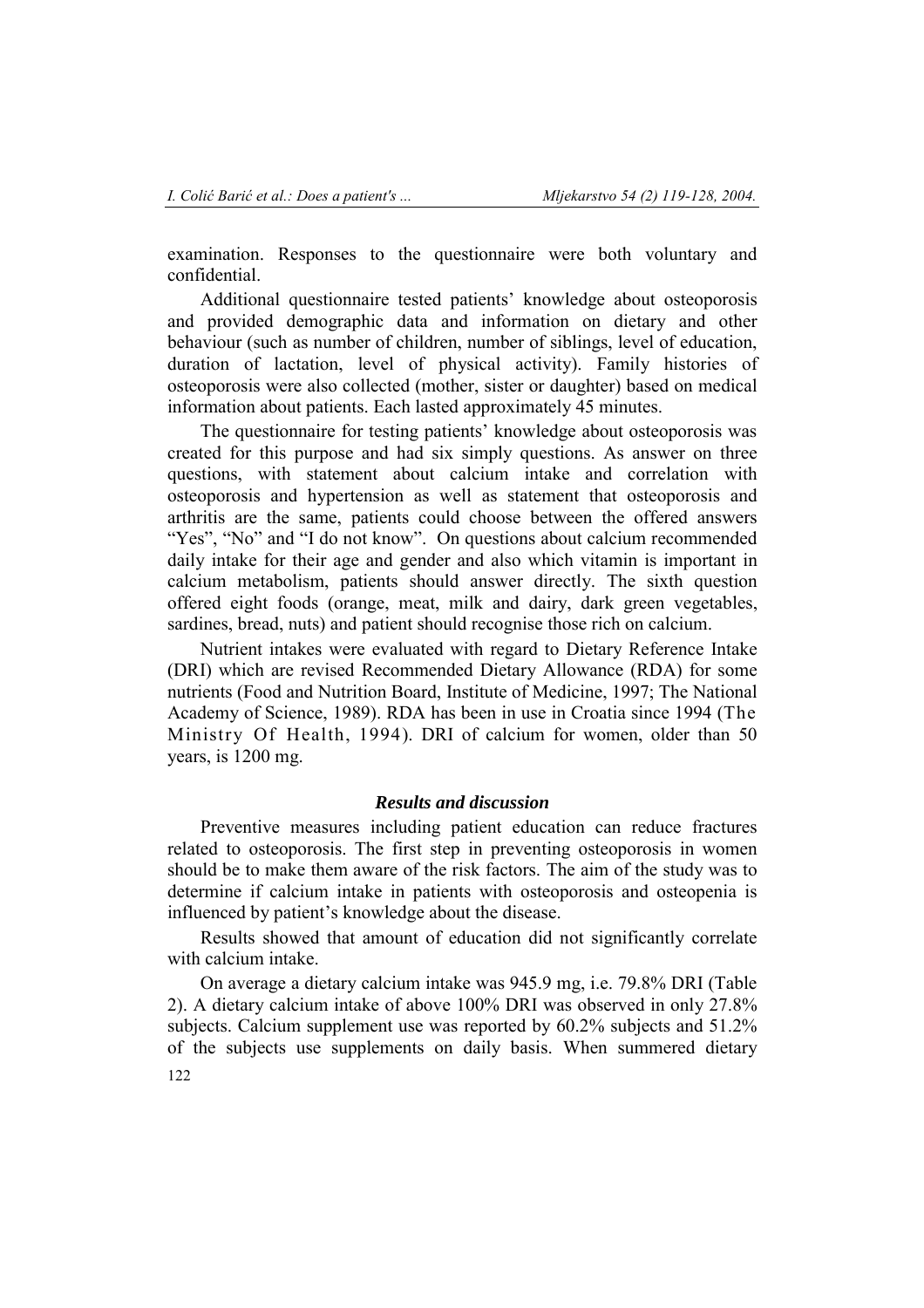examination. Responses to the questionnaire were both voluntary and confidential.

Additional questionnaire tested patients' knowledge about osteoporosis and provided demographic data and information on dietary and other behaviour (such as number of children, number of siblings, level of education, duration of lactation, level of physical activity). Family histories of osteoporosis were also collected (mother, sister or daughter) based on medical information about patients. Each lasted approximately 45 minutes.

The questionnaire for testing patients' knowledge about osteoporosis was created for this purpose and had six simply questions. As answer on three questions, with statement about calcium intake and correlation with osteoporosis and hypertension as well as statement that osteoporosis and arthritis are the same, patients could choose between the offered answers "Yes", "No" and "I do not know". On questions about calcium recommended daily intake for their age and gender and also which vitamin is important in calcium metabolism, patients should answer directly. The sixth question offered eight foods (orange, meat, milk and dairy, dark green vegetables, sardines, bread, nuts) and patient should recognise those rich on calcium.

Nutrient intakes were evaluated with regard to Dietary Reference Intake (DRI) which are revised Recommended Dietary Allowance (RDA) for some nutrients (Food and Nutrition Board, Institute of Medicine, 1997; The National Academy of Science, 1989). RDA has been in use in Croatia since 1994 (The Ministry Of Health, 1994). DRI of calcium for women, older than 50 years, is 1200 mg.

## *Results and discussion*

Preventive measures including patient education can reduce fractures related to osteoporosis. The first step in preventing osteoporosis in women should be to make them aware of the risk factors. The aim of the study was to determine if calcium intake in patients with osteoporosis and osteopenia is influenced by patient's knowledge about the disease.

Results showed that amount of education did not significantly correlate with calcium intake.

On average a dietary calcium intake was 945.9 mg, i.e. 79.8% DRI (Table 2). A dietary calcium intake of above 100% DRI was observed in only 27.8% subjects. Calcium supplement use was reported by 60.2% subjects and 51.2% of the subjects use supplements on daily basis. When summered dietary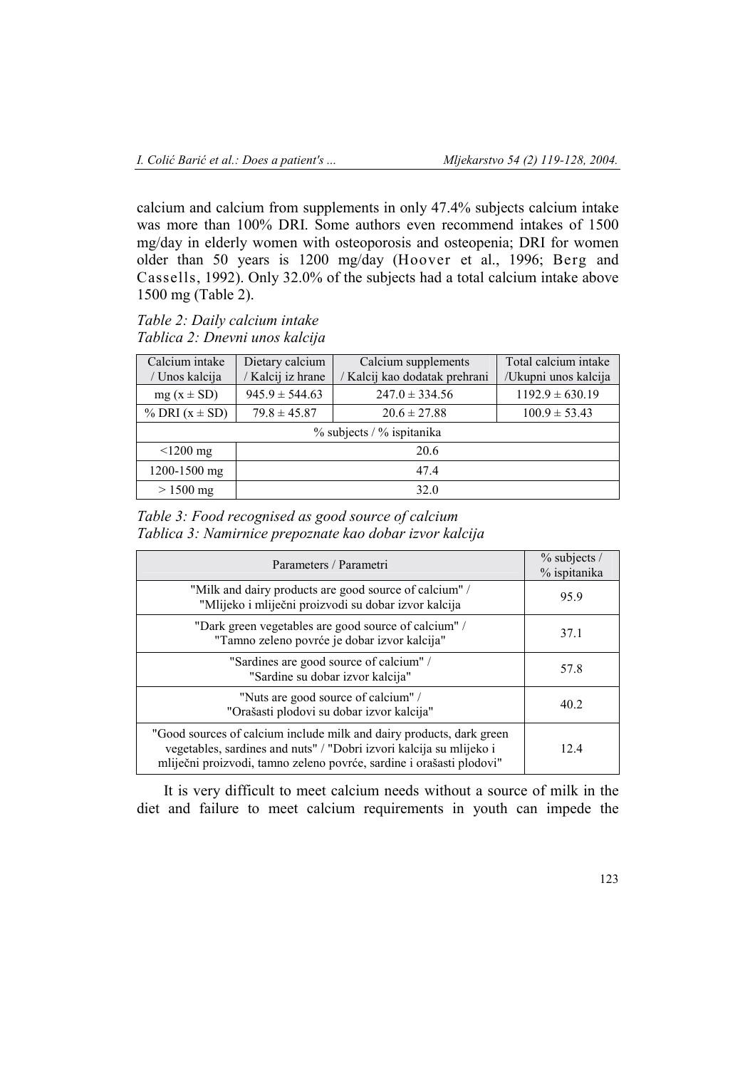calcium and calcium from supplements in only 47.4% subjects calcium intake was more than 100% DRI. Some authors even recommend intakes of 1500 mg/day in elderly women with osteoporosis and osteopenia; DRI for women older than 50 years is 1200 mg/day (Hoover et al., 1996; Berg and Cassells, 1992). Only 32.0% of the subjects had a total calcium intake above 1500 mg (Table 2).

*Table 2: Daily calcium intake*
*Tablica 2: Dnevni unos kalcija*

| Calcium intake / Unos kalcija | Dietary calcium / Kalcij iz hrane | Calcium supplements / Kalcij kao dodatak prehrani | Total calcium intake /Ukupni unos kalcija |
|---|---|---|---|
| mg (x ± SD) | 945.9 ± 544.63 | 247.0 ± 334.56 | 1192.9 ± 630.19 |
| % DRI (x ± SD) | 79.8 ± 45.87 | 20.6 ± 27.88 | 100.9 ± 53.43 |
| % subjects / % ispitanika | | | |
| <1200 mg | 20.6 | | |
| 1200-1500 mg | 47.4 | | |
| > 1500 mg | 32.0 | | |

*Table 3: Food recognised as good source of calcium*
*Tablica 3: Namirnice prepoznate kao dobar izvor kalcija*

| Parameters / Parametri | % subjects / % ispitanika |
|---|---|
| "Milk and dairy products are good source of calcium" / "Mlijeko i mliječni proizvodi su dobar izvor kalcija | 95.9 |
| "Dark green vegetables are good source of calcium" / "Tamno zeleno povrće je dobar izvor kalcija" | 37.1 |
| "Sardines are good source of calcium" / "Sardine su dobar izvor kalcija" | 57.8 |
| "Nuts are good source of calcium" / "Orašasti plodovi su dobar izvor kalcija" | 40.2 |
| "Good sources of calcium include milk and dairy products, dark green vegetables, sardines and nuts" / "Dobri izvori kalcija su mlijeko i mliječni proizvodi, tamno zeleno povrće, sardine i orašasti plodovi" | 12.4 |

It is very difficult to meet calcium needs without a source of milk in the diet and failure to meet calcium requirements in youth can impede the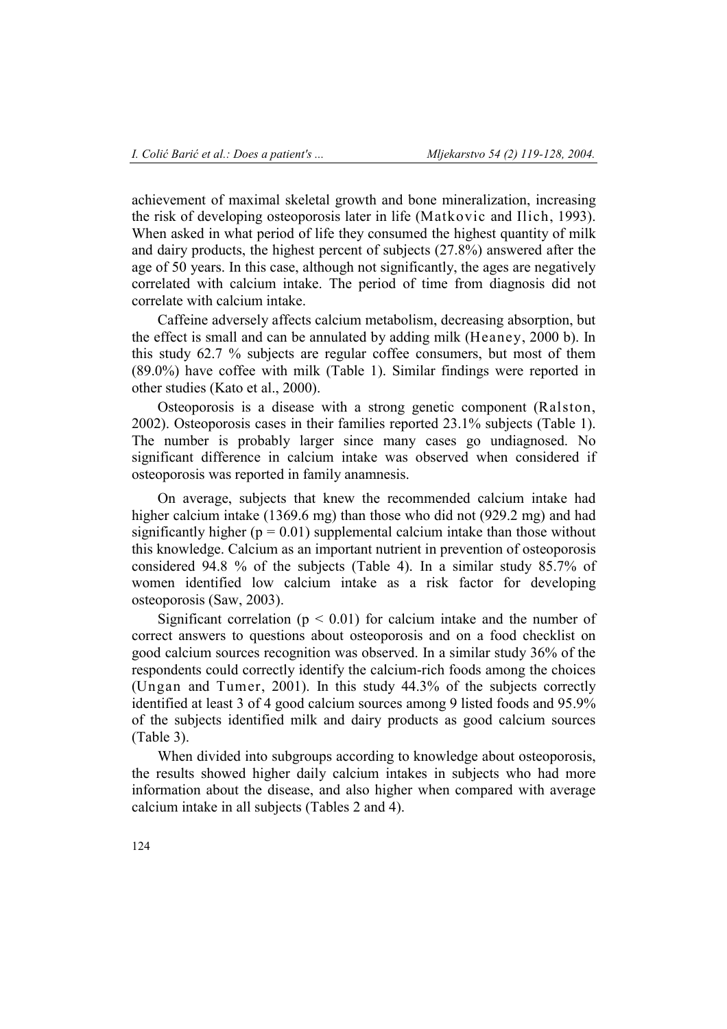achievement of maximal skeletal growth and bone mineralization, increasing the risk of developing osteoporosis later in life (Matkovic and Ilich, 1993). When asked in what period of life they consumed the highest quantity of milk and dairy products, the highest percent of subjects (27.8%) answered after the age of 50 years. In this case, although not significantly, the ages are negatively correlated with calcium intake. The period of time from diagnosis did not correlate with calcium intake.

Caffeine adversely affects calcium metabolism, decreasing absorption, but the effect is small and can be annulated by adding milk (Heaney, 2000 b). In this study 62.7 % subjects are regular coffee consumers, but most of them (89.0%) have coffee with milk (Table 1). Similar findings were reported in other studies (Kato et al., 2000).

Osteoporosis is a disease with a strong genetic component (Ralston, 2002). Osteoporosis cases in their families reported 23.1% subjects (Table 1). The number is probably larger since many cases go undiagnosed. No significant difference in calcium intake was observed when considered if osteoporosis was reported in family anamnesis.

On average, subjects that knew the recommended calcium intake had higher calcium intake (1369.6 mg) than those who did not (929.2 mg) and had significantly higher ($p = 0.01$) supplemental calcium intake than those without this knowledge. Calcium as an important nutrient in prevention of osteoporosis considered 94.8 % of the subjects (Table 4). In a similar study 85.7% of women identified low calcium intake as a risk factor for developing osteoporosis (Saw, 2003).

Significant correlation ($p < 0.01$) for calcium intake and the number of correct answers to questions about osteoporosis and on a food checklist on good calcium sources recognition was observed. In a similar study 36% of the respondents could correctly identify the calcium-rich foods among the choices (Ungan and Tumer, 2001). In this study 44.3% of the subjects correctly identified at least 3 of 4 good calcium sources among 9 listed foods and 95.9% of the subjects identified milk and dairy products as good calcium sources (Table 3).

When divided into subgroups according to knowledge about osteoporosis, the results showed higher daily calcium intakes in subjects who had more information about the disease, and also higher when compared with average calcium intake in all subjects (Tables 2 and 4).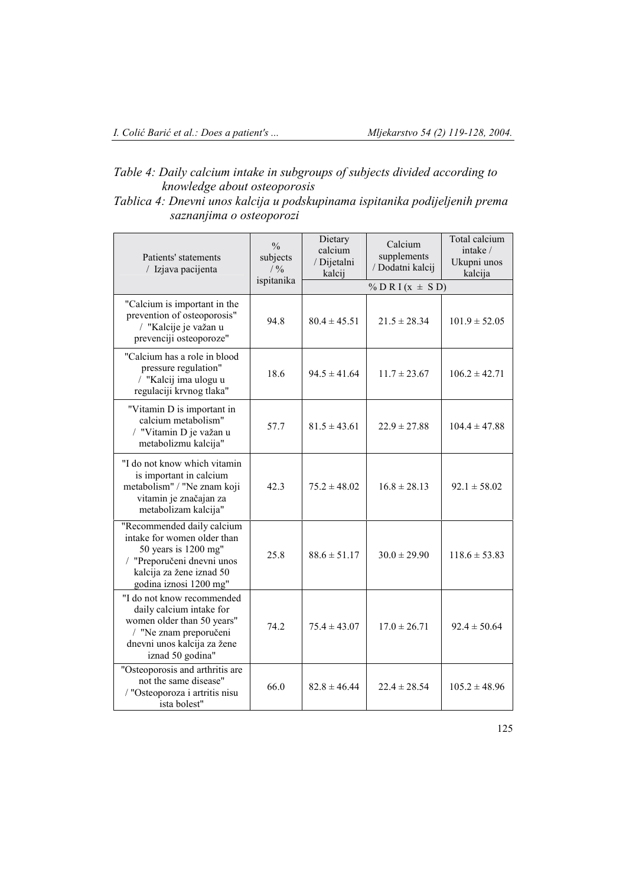*Table 4: Daily calcium intake in subgroups of subjects divided according to knowledge about osteoporosis*

*Tablica 4: Dnevni unos kalcija u podskupinama ispitanika podijeljenih prema saznanjima o osteoporozi*

| Patients' statements / Izjava pacijenta | % subjects / % ispitanika | Dietary calcium / Dijetalni kalcij | Calcium supplements / Dodatni kalcij | Total calcium intake / Ukupni unos kalcija |
|---|---|---|---|---|
| | | % D R I (x ± S D) | | |
| "Calcium is important in the prevention of osteoporosis" / "Kalcije je važan u prevenciji osteoporoze" | 94.8 | 80.4 ± 45.51 | 21.5 ± 28.34 | 101.9 ± 52.05 |
| "Calcium has a role in blood pressure regulation" / "Kalcij ima ulogu u regulaciji krvnog tlaka" | 18.6 | 94.5 ± 41.64 | 11.7 ± 23.67 | 106.2 ± 42.71 |
| "Vitamin D is important in calcium metabolism" / "Vitamin D je važan u metabolizmu kalcija" | 57.7 | 81.5 ± 43.61 | 22.9 ± 27.88 | 104.4 ± 47.88 |
| "I do not know which vitamin is important in calcium metabolism" / "Ne znam koji vitamin je značajan za metabolizam kalcija" | 42.3 | 75.2 ± 48.02 | 16.8 ± 28.13 | 92.1 ± 58.02 |
| "Recommended daily calcium intake for women older than 50 years is 1200 mg" / "Preporučeni dnevni unos kalcija za žene iznad 50 godina iznosi 1200 mg" | 25.8 | 88.6 ± 51.17 | 30.0 ± 29.90 | 118.6 ± 53.83 |
| "I do not know recommended daily calcium intake for women older than 50 years" / "Ne znam preporučeni dnevni unos kalcija za žene iznad 50 godina" | 74.2 | 75.4 ± 43.07 | 17.0 ± 26.71 | 92.4 ± 50.64 |
| "Osteoporosis and arthritis are not the same disease" / "Osteoporoza i artritis nisu ista bolest" | 66.0 | 82.8 ± 46.44 | 22.4 ± 28.54 | 105.2 ± 48.96 |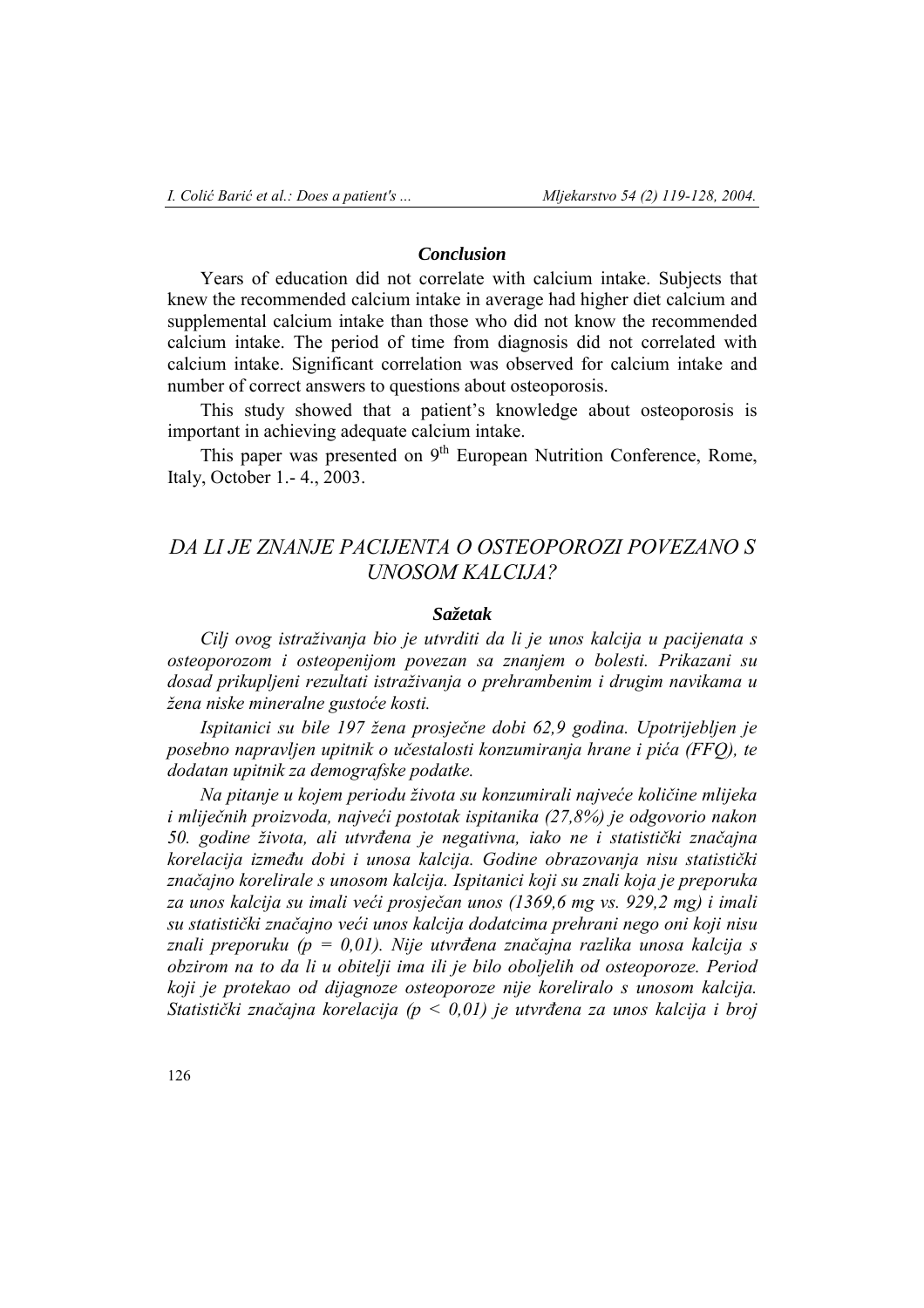### *Conclusion*

Years of education did not correlate with calcium intake. Subjects that knew the recommended calcium intake in average had higher diet calcium and supplemental calcium intake than those who did not know the recommended calcium intake. The period of time from diagnosis did not correlated with calcium intake. Significant correlation was observed for calcium intake and number of correct answers to questions about osteoporosis.

This study showed that a patient's knowledge about osteoporosis is important in achieving adequate calcium intake.

This paper was presented on 9th European Nutrition Conference, Rome, Italy, October 1.- 4., 2003.

## *DA LI JE ZNANJE PACIJENTA O OSTEOPOROZI POVEZANO S UNOSOM KALCIJA?*

### *Sažetak*

*Cilj ovog istraživanja bio je utvrditi da li je unos kalcija u pacijenata s osteoporozom i osteopenijom povezan sa znanjem o bolesti. Prikazani su dosad prikupljeni rezultati istraživanja o prehrambenim i drugim navikama u žena niske mineralne gustoće kosti.*

*Ispitanici su bile 197 žena prosječne dobi 62,9 godina. Upotrijebljen je posebno napravljen upitnik o učestalosti konzumiranja hrane i pića (FFQ), te dodatan upitnik za demografske podatke.*

*Na pitanje u kojem periodu života su konzumirali najveće količine mlijeka i mliječnih proizvoda, najveći postotak ispitanika (27,8%) je odgovorio nakon 50. godine života, ali utvrđena je negativna, iako ne i statistički značajna korelacija između dobi i unosa kalcija. Godine obrazovanja nisu statistički značajno korelirale s unosom kalcija. Ispitanici koji su znali koja je preporuka za unos kalcija su imali veći prosječan unos (1369,6 mg vs. 929,2 mg) i imali su statistički značajno veći unos kalcija dodatcima prehrani nego oni koji nisu znali preporuku ($p = 0,01$). Nije utvrđena značajna razlika unosa kalcija s obzirom na to da li u obitelji ima ili je bilo oboljelih od osteoporoze. Period koji je protekao od dijagnoze osteoporoze nije koreliralo s unosom kalcija. Statistički značajna korelacija ($p < 0,01$) je utvrđena za unos kalcija i broj*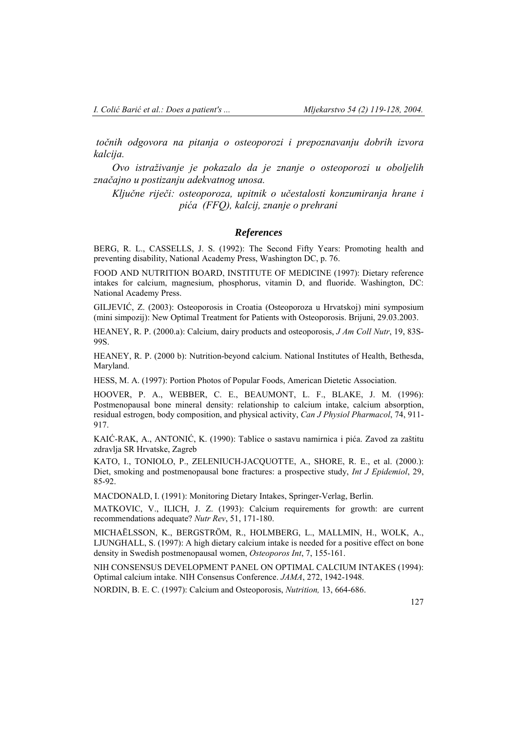*točnih odgovora na pitanja o osteoporozi i prepoznavanju dobrih izvora kalcija.*

*Ovo istraživanje je pokazalo da je znanje o osteoporozi u oboljelih značajno u postizanju adekvatnog unosa.*

*Ključne riječi: osteoporoza, upitnik o učestalosti konzumiranja hrane i pića (FFQ), kalcij, znanje o prehrani*

## *References*

BERG, R. L., CASSELLS, J. S. (1992): The Second Fifty Years: Promoting health and preventing disability, National Academy Press, Washington DC, p. 76.

FOOD AND NUTRITION BOARD, INSTITUTE OF MEDICINE (1997): Dietary reference intakes for calcium, magnesium, phosphorus, vitamin D, and fluoride. Washington, DC: National Academy Press.

GILJEVIĆ, Z. (2003): Osteoporosis in Croatia (Osteoporoza u Hrvatskoj) mini symposium (mini simpozij): New Optimal Treatment for Patients with Osteoporosis. Brijuni, 29.03.2003.

HEANEY, R. P. (2000.a): Calcium, dairy products and osteoporosis, *J Am Coll Nutr*, 19, 83S-99S.

HEANEY, R. P. (2000 b): Nutrition-beyond calcium. National Institutes of Health, Bethesda, Maryland.

HESS, M. A. (1997): Portion Photos of Popular Foods, American Dietetic Association.

HOOVER, P. A., WEBBER, C. E., BEAUMONT, L. F., BLAKE, J. M. (1996): Postmenopausal bone mineral density: relationship to calcium intake, calcium absorption, residual estrogen, body composition, and physical activity, *Can J Physiol Pharmacol*, 74, 911-917.

KAIĆ-RAK, A., ANTONIĆ, K. (1990): Tablice o sastavu namirnica i pića. Zavod za zaštitu zdravlja SR Hrvatske, Zagreb

KATO, I., TONIOLO, P., ZELENIUCH-JACQUOTTE, A., SHORE, R. E., et al. (2000.): Diet, smoking and postmenopausal bone fractures: a prospective study, *Int J Epidemiol*, 29, 85-92.

MACDONALD, I. (1991): Monitoring Dietary Intakes, Springer-Verlag, Berlin.

MATKOVIC, V., ILICH, J. Z. (1993): Calcium requirements for growth: are current recommendations adequate? *Nutr Rev*, 51, 171-180.

MICHAËLSSON, K., BERGSTRÖM, R., HOLMBERG, L., MALLMIN, H., WOLK, A., LJUNGHALL, S. (1997): A high dietary calcium intake is needed for a positive effect on bone density in Swedish postmenopausal women, *Osteoporos Int*, 7, 155-161.

NIH CONSENSUS DEVELOPMENT PANEL ON OPTIMAL CALCIUM INTAKES (1994): Optimal calcium intake. NIH Consensus Conference. *JAMA*, 272, 1942-1948.

NORDIN, B. E. C. (1997): Calcium and Osteoporosis, *Nutrition,* 13, 664-686.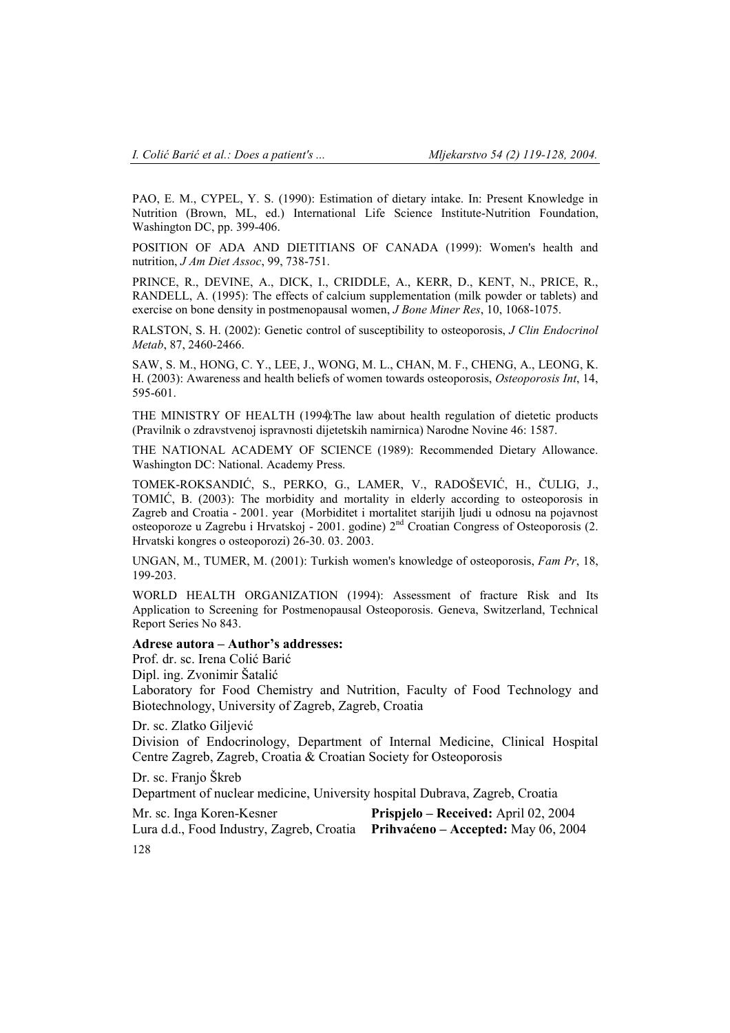PAO, E. M., CYPEL, Y. S. (1990): Estimation of dietary intake. In: Present Knowledge in Nutrition (Brown, ML, ed.) International Life Science Institute-Nutrition Foundation, Washington DC, pp. 399-406.

POSITION OF ADA AND DIETITIANS OF CANADA (1999): Women's health and nutrition, *J Am Diet Assoc*, 99, 738-751.

PRINCE, R., DEVINE, A., DICK, I., CRIDDLE, A., KERR, D., KENT, N., PRICE, R., RANDELL, A. (1995): The effects of calcium supplementation (milk powder or tablets) and exercise on bone density in postmenopausal women, *J Bone Miner Res*, 10, 1068-1075.

RALSTON, S. H. (2002): Genetic control of susceptibility to osteoporosis, *J Clin Endocrinol Metab*, 87, 2460-2466.

SAW, S. M., HONG, C. Y., LEE, J., WONG, M. L., CHAN, M. F., CHENG, A., LEONG, K. H. (2003): Awareness and health beliefs of women towards osteoporosis, *Osteoporosis Int*, 14, 595-601.

THE MINISTRY OF HEALTH (1994): The law about health regulation of dietetic products (Pravilnik o zdravstvenoj ispravnosti dijetetskih namirnica) Narodne Novine 46: 1587.

THE NATIONAL ACADEMY OF SCIENCE (1989): Recommended Dietary Allowance. Washington DC: National. Academy Press.

TOMEK-ROKSANDIĆ, S., PERKO, G., LAMER, V., RADOŠEVIĆ, H., ČULIG, J., TOMIĆ, B. (2003): The morbidity and mortality in elderly according to osteoporosis in Zagreb and Croatia - 2001. year (Morbiditet i mortalitet starijih ljudi u odnosu na pojavnost osteoporoze u Zagrebu i Hrvatskoj - 2001. godine) 2nd Croatian Congress of Osteoporosis (2. Hrvatski kongres o osteoporozi) 26-30. 03. 2003.

UNGAN, M., TUMER, M. (2001): Turkish women's knowledge of osteoporosis, *Fam Pr*, 18, 199-203.

WORLD HEALTH ORGANIZATION (1994): Assessment of fracture Risk and Its Application to Screening for Postmenopausal Osteoporosis. Geneva, Switzerland, Technical Report Series No 843.

**Adrese autora – Author's addresses:**

Prof. dr. sc. Irena Colić Barić

Dipl. ing. Zvonimir Šatalić

Laboratory for Food Chemistry and Nutrition, Faculty of Food Technology and Biotechnology, University of Zagreb, Zagreb, Croatia

Dr. sc. Zlatko Giljević

Division of Endocrinology, Department of Internal Medicine, Clinical Hospital Centre Zagreb, Zagreb, Croatia & Croatian Society for Osteoporosis

Dr. sc. Franjo Škreb

Department of nuclear medicine, University hospital Dubrava, Zagreb, Croatia

Mr. sc. Inga Koren-Kesner

Lura d.d., Food Industry, Zagreb, Croatia

**Prispjelo – Received:** April 02, 2004

**Prihvaćeno – Accepted:** May 06, 2004